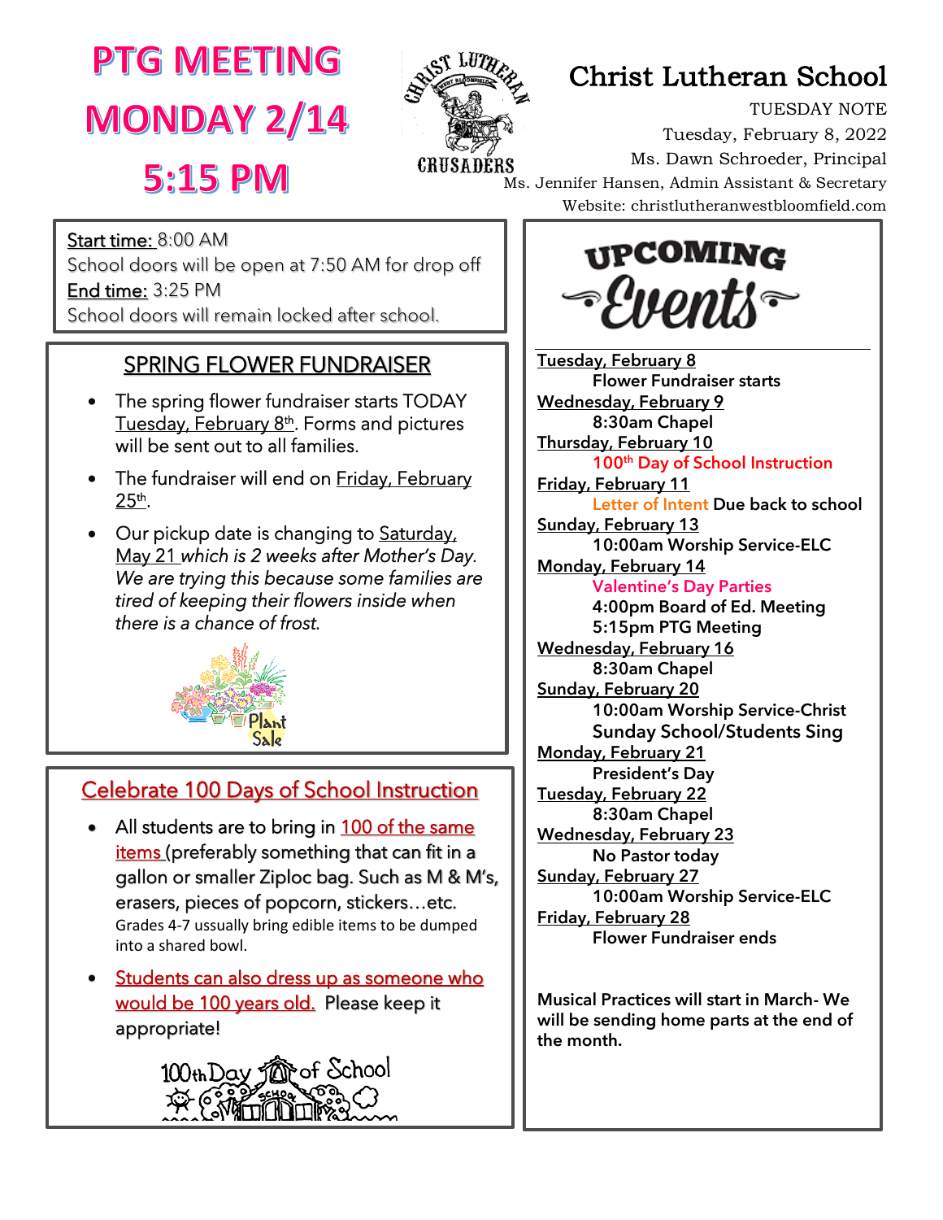# PTG MEETING MONDAY 2/14 5:15 PM

# Christ Lutheran School

TUESDAY NOTE
Tuesday, February 8, 2022
Ms. Dawn Schroeder, Principal
Ms. Jennifer Hansen, Admin Assistant & Secretary
Website: christlutheranwestbloomfield.com

Start time: 8:00 AM
School doors will be open at 7:50 AM for drop off
End time: 3:25 PM
School doors will remain locked after school.

## SPRING FLOWER FUNDRAISER

- The spring flower fundraiser starts TODAY Tuesday, February 8th. Forms and pictures will be sent out to all families.
- The fundraiser will end on Friday, February 25th.
- Our pickup date is changing to Saturday, May 21 *which is 2 weeks after Mother's Day. We are trying this because some families are tired of keeping their flowers inside when there is a chance of frost.*

## Celebrate 100 Days of School Instruction

- All students are to bring in 100 of the same items (preferably something that can fit in a gallon or smaller Ziploc bag. Such as M & M's, erasers, pieces of popcorn, stickers…etc. Grades 4-7 ussually bring edible items to be dumped into a shared bowl.
- Students can also dress up as someone who would be 100 years old. Please keep it appropriate!

## UPCOMING Events

**Tuesday, February 8**
**Flower Fundraiser starts**

**Wednesday, February 9**
**8:30am Chapel**

**Thursday, February 10**
**100th Day of School Instruction**

**Friday, February 11**
**Letter of Intent Due back to school**

**Sunday, February 13**
**10:00am Worship Service-ELC**

**Monday, February 14**
**Valentine's Day Parties**
**4:00pm Board of Ed. Meeting**
**5:15pm PTG Meeting**

**Wednesday, February 16**
**8:30am Chapel**

**Sunday, February 20**
**10:00am Worship Service-Christ**
**Sunday School/Students Sing**

**Monday, February 21**
**President's Day**

**Tuesday, February 22**
**8:30am Chapel**

**Wednesday, February 23**
**No Pastor today**

**Sunday, February 27**
**10:00am Worship Service-ELC**

**Friday, February 28**
**Flower Fundraiser ends**

**Musical Practices will start in March- We will be sending home parts at the end of the month.**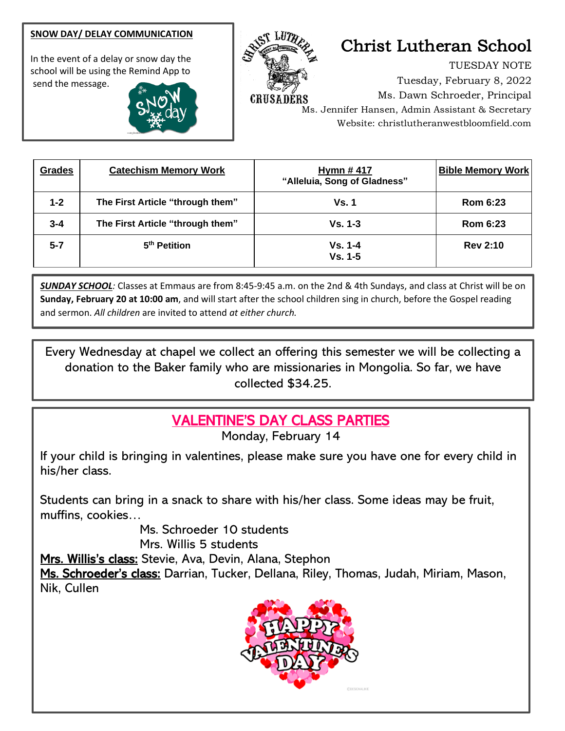**SNOW DAY/ DELAY COMMUNICATION**

In the event of a delay or snow day the school will be using the Remind App to send the message.

# Christ Lutheran School

TUESDAY NOTE

Tuesday, February 8, 2022

Ms. Dawn Schroeder, Principal

Ms. Jennifer Hansen, Admin Assistant & Secretary

Website: christlutheranwestbloomfield.com

| Grades | Catechism Memory Work | Hymn # 417 "Alleluia, Song of Gladness" | Bible Memory Work |
|---|---|---|---|
| 1-2 | The First Article "through them" | Vs. 1 | Rom 6:23 |
| 3-4 | The First Article "through them" | Vs. 1-3 | Rom 6:23 |
| 5-7 | 5th Petition | Vs. 1-4<br>Vs. 1-5 | Rev 2:10 |

***SUNDAY SCHOOL***: Classes at Emmaus are from 8:45-9:45 a.m. on the 2nd & 4th Sundays, and class at Christ will be on **Sunday, February 20 at 10:00 am**, and will start after the school children sing in church, before the Gospel reading and sermon. *All children* are invited to attend *at either church.*

Every Wednesday at chapel we collect an offering this semester we will be collecting a donation to the Baker family who are missionaries in Mongolia. So far, we have collected $34.25.

## VALENTINE'S DAY CLASS PARTIES

Monday, February 14

If your child is bringing in valentines, please make sure you have one for every child in his/her class.

Students can bring in a snack to share with his/her class. Some ideas may be fruit, muffins, cookies…

Ms. Schroeder 10 students
Mrs. Willis 5 students

**Mrs. Willis's class:** Stevie, Ava, Devin, Alana, Stephon

**Ms. Schroeder's class:** Darrian, Tucker, Dellana, Riley, Thomas, Judah, Miriam, Mason, Nik, Cullen